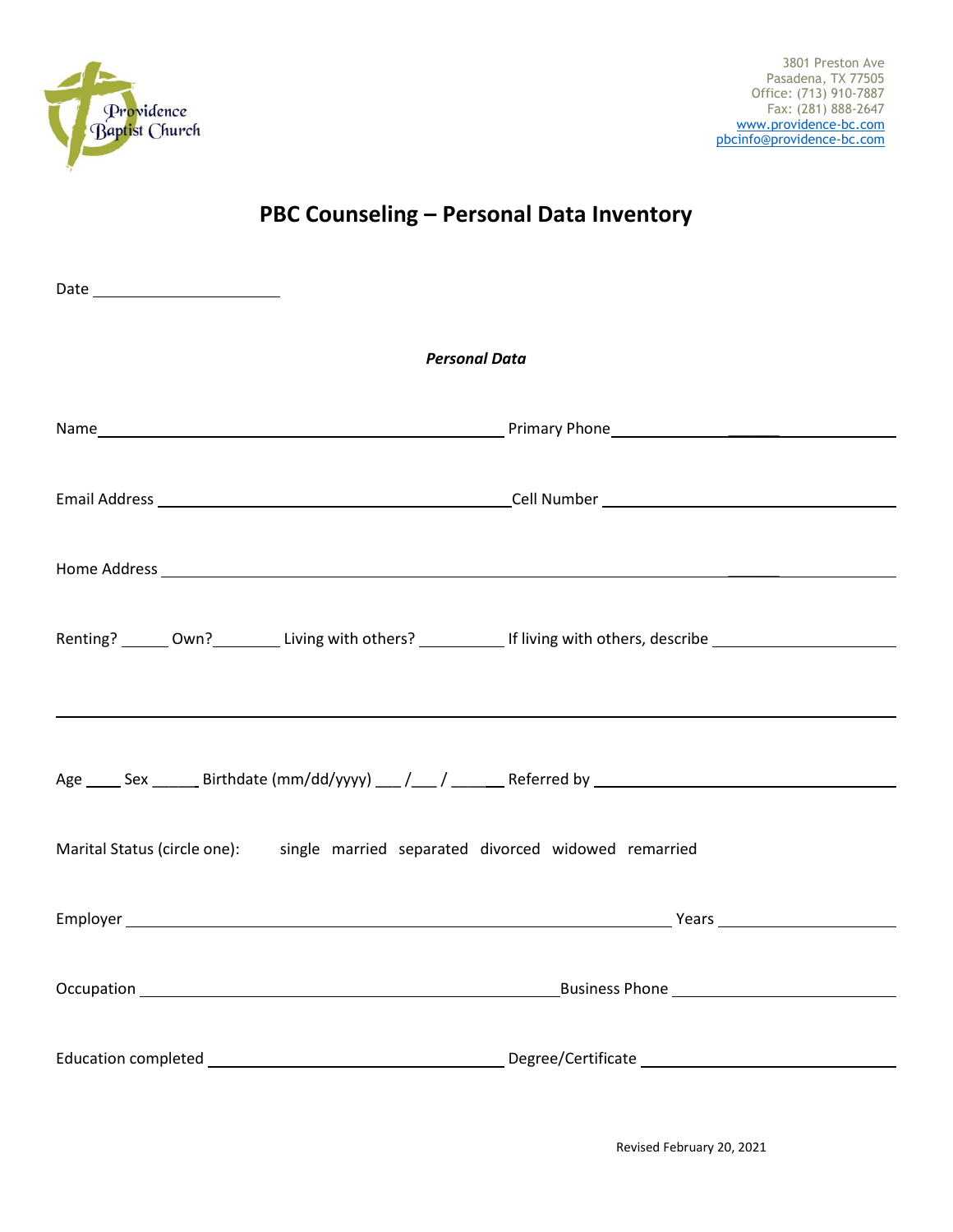Providence Baptist Church

3801 Preston Ave
Pasadena, TX 77505
Office: (713) 910-7887
Fax: (281) 888-2647
www.providence-bc.com
pbcinfo@providence-bc.com

# PBC Counseling – Personal Data Inventory

Date ____________________

***Personal Data***

Name ____________________________________________ Primary Phone ______________________________

Email Address ______________________________________ Cell Number _______________________________

Home Address ____________________________________________________________________________

Renting? _____ Own? ________ Living with others? __________ If living with others, describe _______________________

__________________________________________________________________________________________

Age ____ Sex _____ Birthdate (mm/dd/yyyy) ___ /___ / ______ Referred by _____________________________

Marital Status (circle one): single married separated divorced widowed remarried

Employer ______________________________________________________ Years ___________________

Occupation __________________________________________ Business Phone _______________________

Education completed _______________________________ Degree/Certificate ________________________

Revised February 20, 2021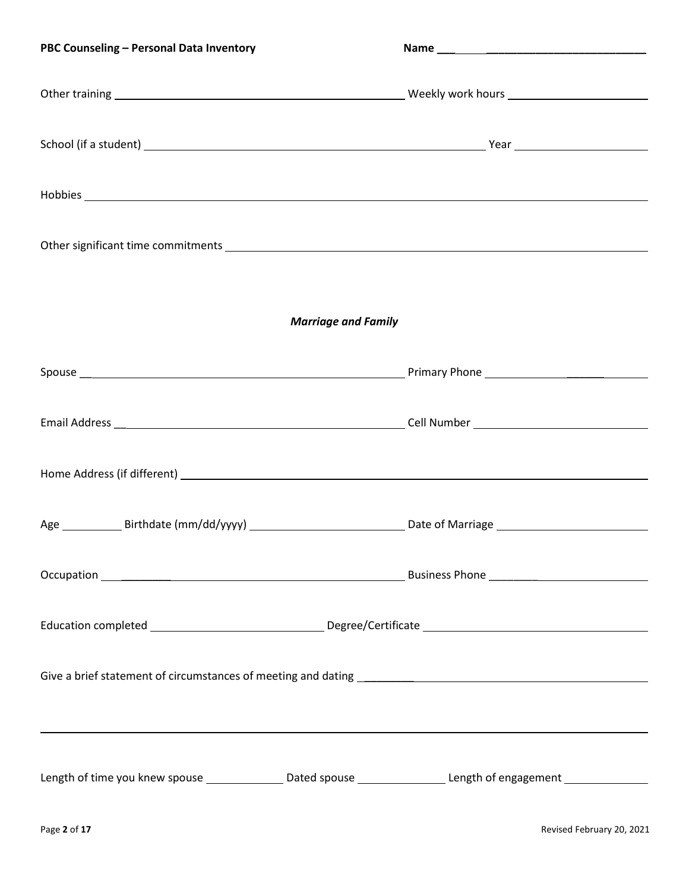Other training ______________________________ Weekly work hours ______________

School (if a student) ______________________________ Year ______________

Hobbies ______________________________________________________________

Other significant time commitments ______________________________________________

## *Marriage and Family*

Spouse ______________________________ Primary Phone ______________

Email Address ______________________________ Cell Number ______________

Home Address (if different) ______________________________________________

Age ________ Birthdate (mm/dd/yyyy) ______________ Date of Marriage ______________

Occupation ______________________________ Business Phone ______________

Education completed ______________ Degree/Certificate ______________

Give a brief statement of circumstances of meeting and dating ______________________________

______________________________________________________________

Length of time you knew spouse ________ Dated spouse ________ Length of engagement ________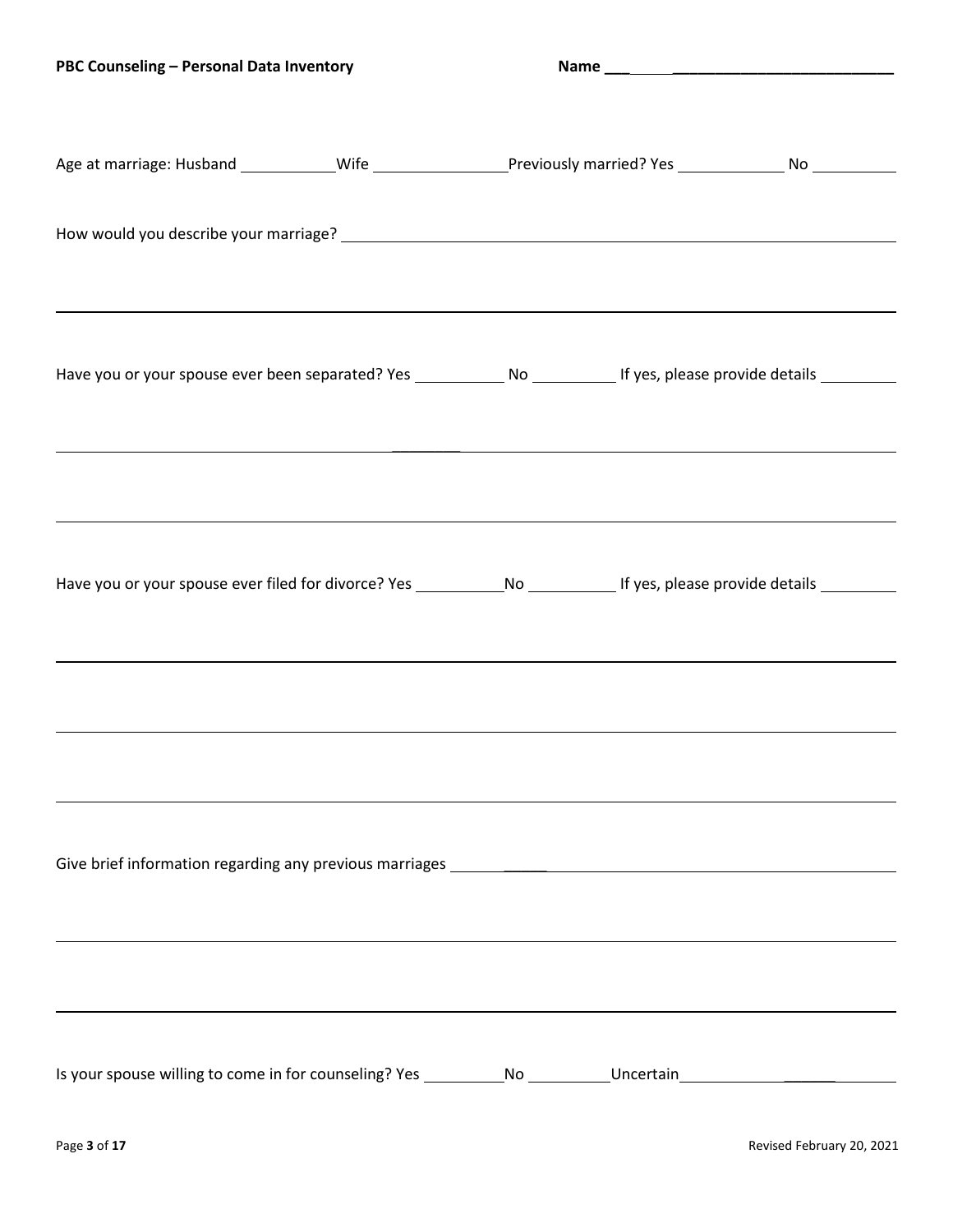Age at marriage: Husband ___________ Wife _______________ Previously married? Yes ____________ No __________

How would you describe your marriage? ____________________________________________________________

______________________________________________________________________________________________

Have you or your spouse ever been separated? Yes __________ No __________ If yes, please provide details _________

______________________________________________________________________________________________

______________________________________________________________________________________________

Have you or your spouse ever filed for divorce? Yes __________ No __________ If yes, please provide details _________

______________________________________________________________________________________________

______________________________________________________________________________________________

______________________________________________________________________________________________

Give brief information regarding any previous marriages _________________________________________________

______________________________________________________________________________________________

______________________________________________________________________________________________

Is your spouse willing to come in for counseling? Yes __________ No __________ Uncertain ______________________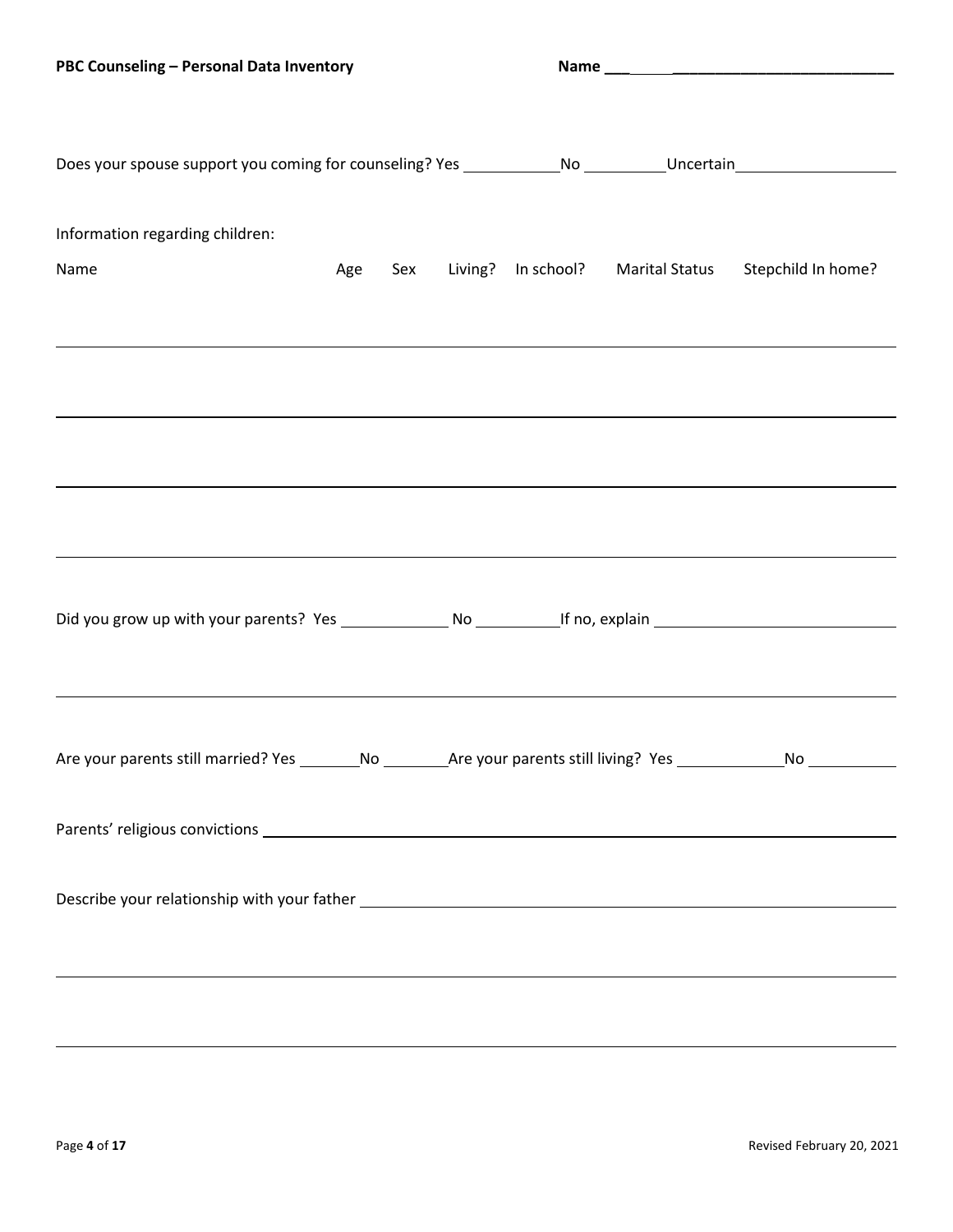**PBC Counseling – Personal Data Inventory** **Name \_\_\_\_\_\_\_\_\_\_\_\_\_\_\_\_\_\_\_\_\_\_\_\_\_\_\_\_\_\_**

Does your spouse support you coming for counseling? Yes \_\_\_\_\_\_\_\_\_\_ No \_\_\_\_\_\_\_\_\_\_ Uncertain \_\_\_\_\_\_\_\_\_\_

Information regarding children:

| Name | Age | Sex | Living? | In school? | Marital Status | Stepchild In home? |
|---|---|---|---|---|---|---|
| | | | | | | |
| | | | | | | |
| | | | | | | |
| | | | | | | |

Did you grow up with your parents? Yes \_\_\_\_\_\_\_\_\_\_ No \_\_\_\_\_\_\_\_\_\_ If no, explain \_\_\_\_\_\_\_\_\_\_\_\_\_\_\_\_\_\_\_\_

\_\_\_\_\_\_\_\_\_\_\_\_\_\_\_\_\_\_\_\_\_\_\_\_\_\_\_\_\_\_\_\_\_\_\_\_\_\_\_\_\_\_\_\_\_\_\_\_\_\_\_\_\_\_\_\_\_\_\_\_

Are your parents still married? Yes \_\_\_\_\_\_\_ No \_\_\_\_\_\_\_ Are your parents still living? Yes \_\_\_\_\_\_\_\_\_\_ No \_\_\_\_\_\_\_\_\_\_

Parents' religious convictions \_\_\_\_\_\_\_\_\_\_\_\_\_\_\_\_\_\_\_\_\_\_\_\_\_\_\_\_\_\_\_\_\_\_\_\_\_\_\_\_\_\_\_\_

Describe your relationship with your father \_\_\_\_\_\_\_\_\_\_\_\_\_\_\_\_\_\_\_\_\_\_\_\_\_\_\_\_\_\_\_\_\_\_\_\_

\_\_\_\_\_\_\_\_\_\_\_\_\_\_\_\_\_\_\_\_\_\_\_\_\_\_\_\_\_\_\_\_\_\_\_\_\_\_\_\_\_\_\_\_\_\_\_\_\_\_\_\_\_\_\_\_\_\_\_\_

\_\_\_\_\_\_\_\_\_\_\_\_\_\_\_\_\_\_\_\_\_\_\_\_\_\_\_\_\_\_\_\_\_\_\_\_\_\_\_\_\_\_\_\_\_\_\_\_\_\_\_\_\_\_\_\_\_\_\_\_

Revised February 20, 2021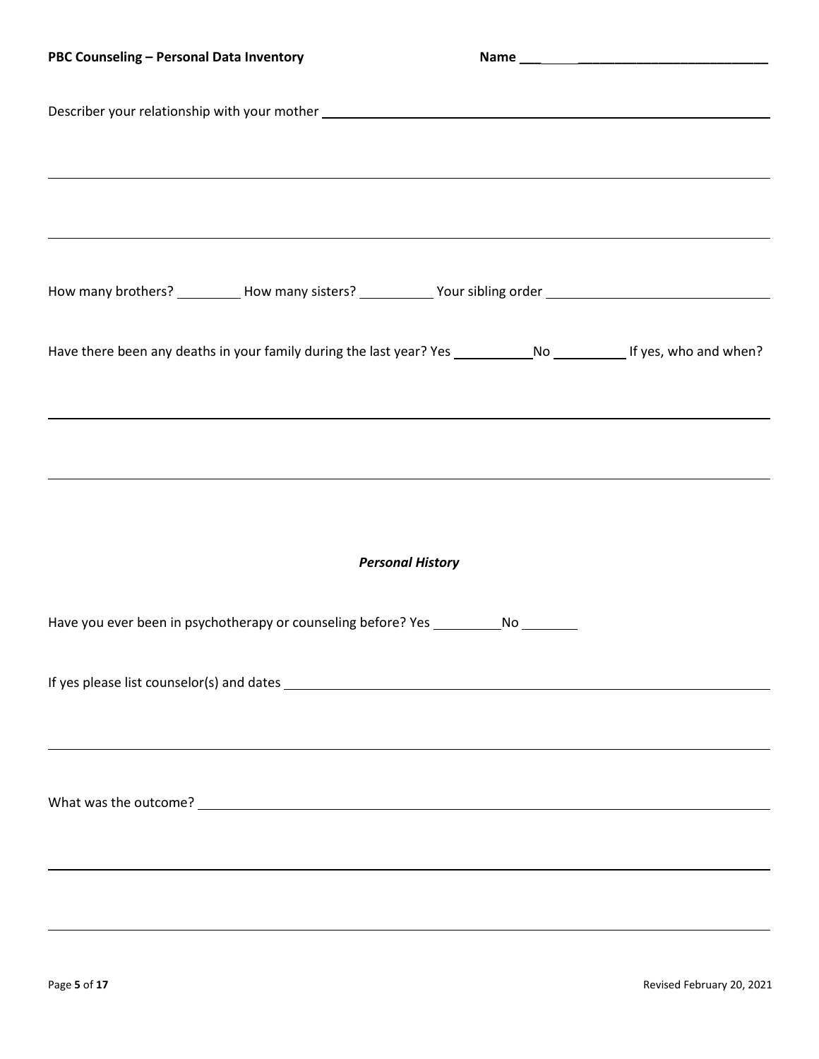**PBC Counseling – Personal Data Inventory** **Name ______________________________**

Describer your relationship with your mother ____________________________________________

____________________________________________

____________________________________________

How many brothers? _________ How many sisters? __________ Your sibling order ______________________

Have there been any deaths in your family during the last year? Yes __________No __________ If yes, who and when?

____________________________________________

____________________________________________

### *Personal History*

Have you ever been in psychotherapy or counseling before? Yes _________No ________

If yes please list counselor(s) and dates ____________________________________________

____________________________________________

What was the outcome? ____________________________________________

____________________________________________

____________________________________________

Revised February 20, 2021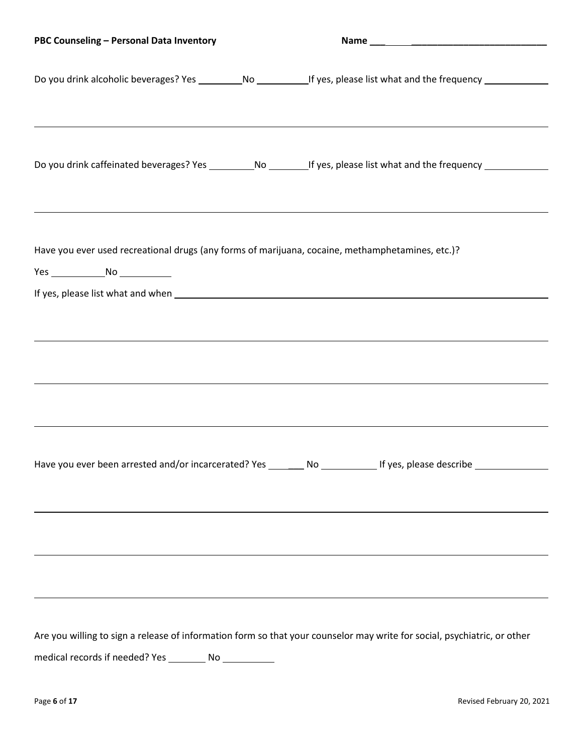Do you drink alcoholic beverages? Yes ________ No __________ If yes, please list what and the frequency ____________

____________________________________________________________________________________

Do you drink caffeinated beverages? Yes _________ No ________ If yes, please list what and the frequency ____________

____________________________________________________________________________________

Have you ever used recreational drugs (any forms of marijuana, cocaine, methamphetamines, etc.)?

Yes __________ No __________

If yes, please list what and when ______________________________________________________________

____________________________________________________________________________________

____________________________________________________________________________________

____________________________________________________________________________________

Have you ever been arrested and/or incarcerated? Yes _______ No __________ If yes, please describe ______________

____________________________________________________________________________________

____________________________________________________________________________________

____________________________________________________________________________________

Are you willing to sign a release of information form so that your counselor may write for social, psychiatric, or other medical records if needed? Yes _______ No __________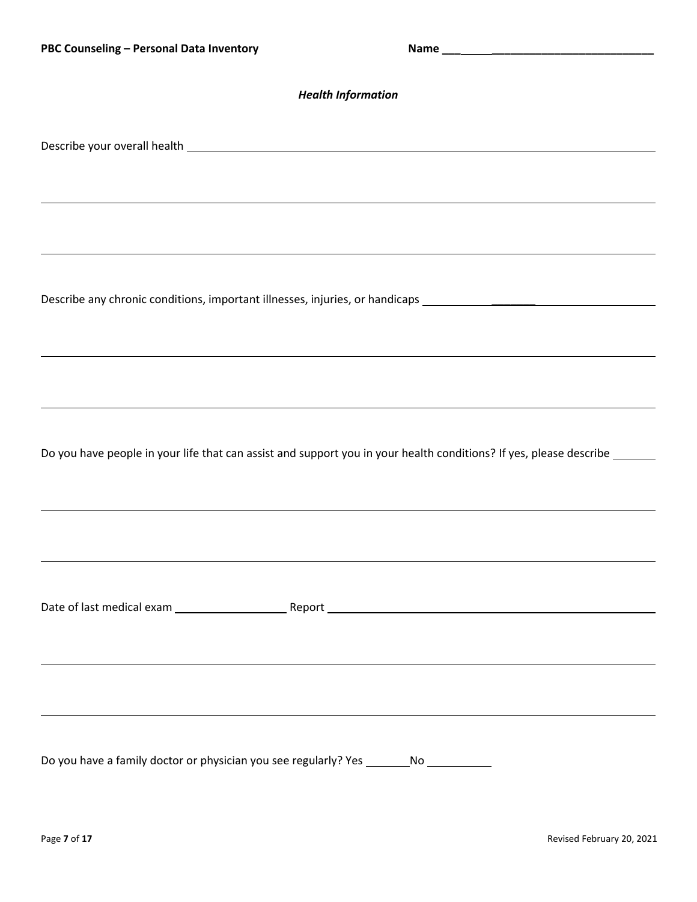PBC Counseling – Personal Data Inventory Name ____________________________________

***Health Information***

Describe your overall health ______________________________________________________________

______________________________________________________________________________

______________________________________________________________________________

Describe any chronic conditions, important illnesses, injuries, or handicaps ____________________________

______________________________________________________________________________

______________________________________________________________________________

Do you have people in your life that can assist and support you in your health conditions? If yes, please describe _______

______________________________________________________________________________

______________________________________________________________________________

Date of last medical exam __________________ Report ____________________________________________

______________________________________________________________________________

______________________________________________________________________________

Do you have a family doctor or physician you see regularly? Yes _______No __________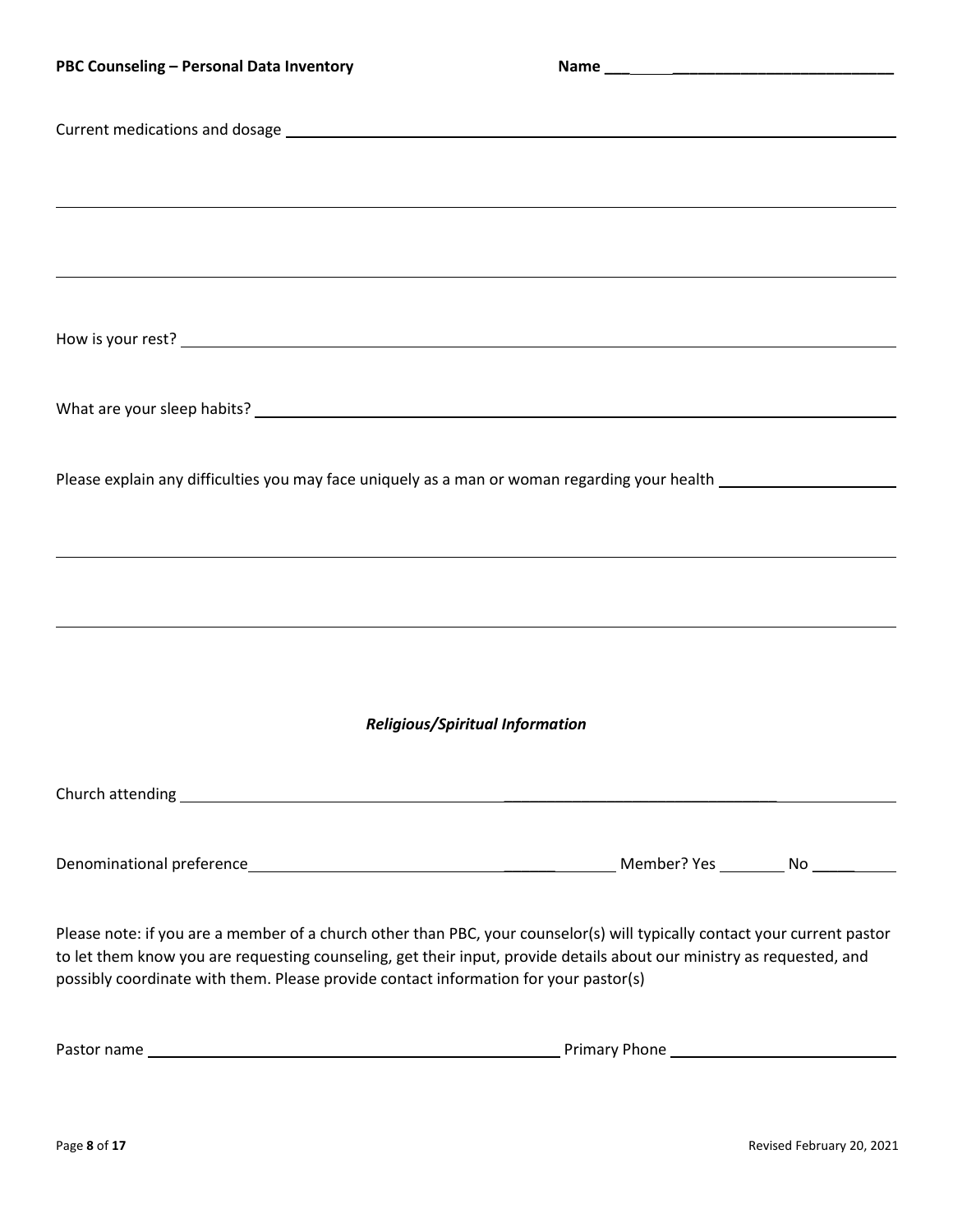Current medications and dosage ______________________________________________

______________________________________________________________________________

______________________________________________________________________________

How is your rest? ______________________________________________________________

What are your sleep habits? ____________________________________________________

Please explain any difficulties you may face uniquely as a man or woman regarding your health ____________

______________________________________________________________________________

______________________________________________________________________________

### *Religious/Spiritual Information*

Church attending ______________________________________________________________

Denominational preference ______________________________ Member? Yes ________ No ________

Please note: if you are a member of a church other than PBC, your counselor(s) will typically contact your current pastor to let them know you are requesting counseling, get their input, provide details about our ministry as requested, and possibly coordinate with them. Please provide contact information for your pastor(s)

Pastor name ______________________________________ Primary Phone __________________________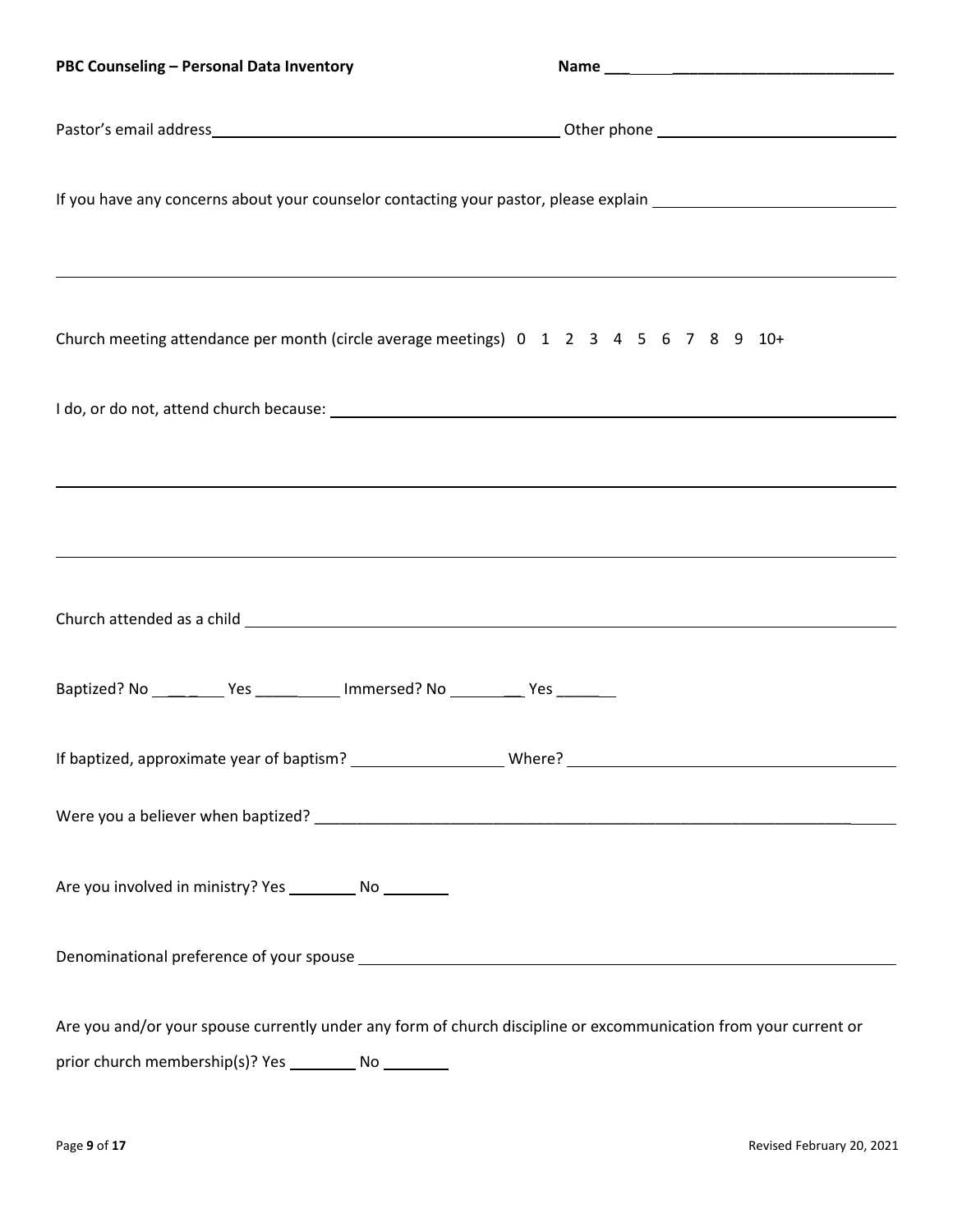**PBC Counseling – Personal Data Inventory** **Name \_\_\_\_\_\_\_\_\_\_\_\_\_\_\_\_\_\_\_\_\_\_\_\_\_\_\_\_\_\_\_\_\_\_**

Pastor's email address\_\_\_\_\_\_\_\_\_\_\_\_\_\_\_\_\_\_\_\_\_\_\_\_\_\_\_\_\_\_\_\_\_\_\_\_\_\_\_\_ Other phone \_\_\_\_\_\_\_\_\_\_\_\_\_\_\_\_\_\_\_\_\_\_\_\_\_\_\_\_

If you have any concerns about your counselor contacting your pastor, please explain \_\_\_\_\_\_\_\_\_\_\_\_\_\_\_\_\_\_\_\_\_\_\_\_\_\_\_\_

\_\_\_\_\_\_\_\_\_\_\_\_\_\_\_\_\_\_\_\_\_\_\_\_\_\_\_\_\_\_\_\_\_\_\_\_\_\_\_\_\_\_\_\_\_\_\_\_\_\_\_\_\_\_\_\_\_\_\_\_\_\_\_\_\_\_\_\_\_\_\_\_\_\_\_\_\_\_\_\_\_\_\_\_\_\_\_\_\_\_\_\_\_\_\_\_\_\_\_\_

Church meeting attendance per month (circle average meetings) 0 1 2 3 4 5 6 7 8 9 10+

I do, or do not, attend church because: \_\_\_\_\_\_\_\_\_\_\_\_\_\_\_\_\_\_\_\_\_\_\_\_\_\_\_\_\_\_\_\_\_\_\_\_\_\_\_\_\_\_\_\_\_\_\_\_\_\_\_\_\_\_\_\_\_\_\_\_\_\_\_\_\_

\_\_\_\_\_\_\_\_\_\_\_\_\_\_\_\_\_\_\_\_\_\_\_\_\_\_\_\_\_\_\_\_\_\_\_\_\_\_\_\_\_\_\_\_\_\_\_\_\_\_\_\_\_\_\_\_\_\_\_\_\_\_\_\_\_\_\_\_\_\_\_\_\_\_\_\_\_\_\_\_\_\_\_\_\_\_\_\_\_\_\_\_\_\_\_\_\_\_\_\_

\_\_\_\_\_\_\_\_\_\_\_\_\_\_\_\_\_\_\_\_\_\_\_\_\_\_\_\_\_\_\_\_\_\_\_\_\_\_\_\_\_\_\_\_\_\_\_\_\_\_\_\_\_\_\_\_\_\_\_\_\_\_\_\_\_\_\_\_\_\_\_\_\_\_\_\_\_\_\_\_\_\_\_\_\_\_\_\_\_\_\_\_\_\_\_\_\_\_\_\_

Church attended as a child \_\_\_\_\_\_\_\_\_\_\_\_\_\_\_\_\_\_\_\_\_\_\_\_\_\_\_\_\_\_\_\_\_\_\_\_\_\_\_\_\_\_\_\_\_\_\_\_\_\_\_\_\_\_\_\_\_\_\_\_\_\_\_\_\_\_\_\_\_\_\_\_

Baptized? No \_\_\_\_\_\_\_\_ Yes \_\_\_\_\_\_\_\_\_\_ Immersed? No \_\_\_\_\_\_\_\_\_ Yes \_\_\_\_\_\_\_

If baptized, approximate year of baptism? \_\_\_\_\_\_\_\_\_\_\_\_\_\_\_\_\_\_ Where? \_\_\_\_\_\_\_\_\_\_\_\_\_\_\_\_\_\_\_\_\_\_\_\_\_\_\_\_\_\_\_\_\_\_\_\_\_\_

Were you a believer when baptized? \_\_\_\_\_\_\_\_\_\_\_\_\_\_\_\_\_\_\_\_\_\_\_\_\_\_\_\_\_\_\_\_\_\_\_\_\_\_\_\_\_\_\_\_\_\_\_\_\_\_\_\_\_\_\_\_\_\_\_\_\_\_\_\_\_\_\_\_\_\_

Are you involved in ministry? Yes \_\_\_\_\_\_\_\_ No \_\_\_\_\_\_\_\_

Denominational preference of your spouse \_\_\_\_\_\_\_\_\_\_\_\_\_\_\_\_\_\_\_\_\_\_\_\_\_\_\_\_\_\_\_\_\_\_\_\_\_\_\_\_\_\_\_\_\_\_\_\_\_\_\_\_\_\_\_\_\_\_\_\_\_\_

Are you and/or your spouse currently under any form of church discipline or excommunication from your current or prior church membership(s)? Yes \_\_\_\_\_\_\_\_ No \_\_\_\_\_\_\_\_

Revised February 20, 2021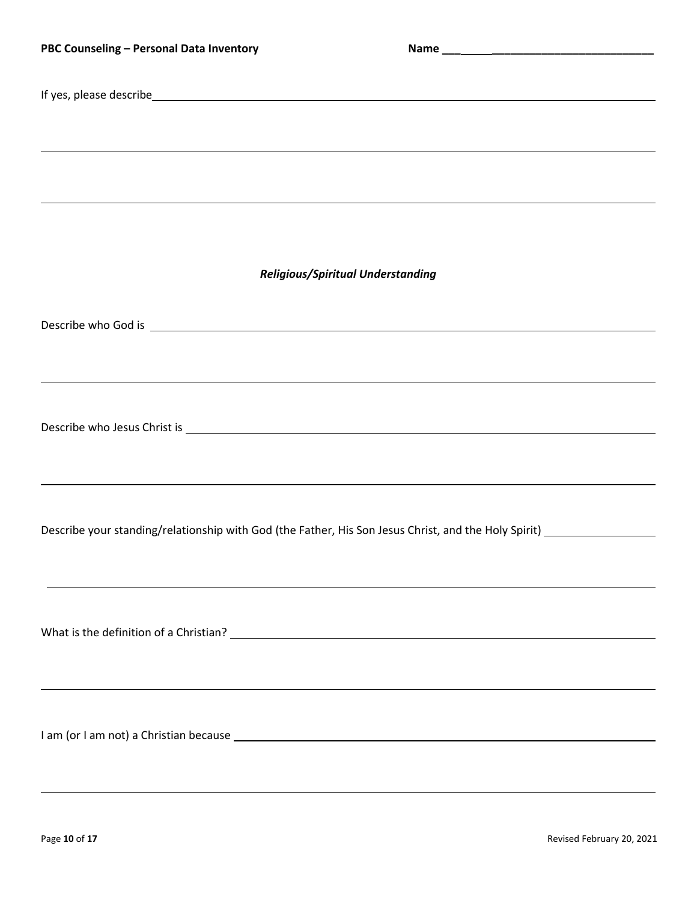If yes, please describe ___________________________________________

___________________________________________

___________________________________________

*Religious/Spiritual Understanding*

Describe who God is ___________________________________________

___________________________________________

Describe who Jesus Christ is ___________________________________________

___________________________________________

Describe your standing/relationship with God (the Father, His Son Jesus Christ, and the Holy Spirit) ___________

___________________________________________

What is the definition of a Christian? ___________________________________________

___________________________________________

I am (or I am not) a Christian because ___________________________________________

___________________________________________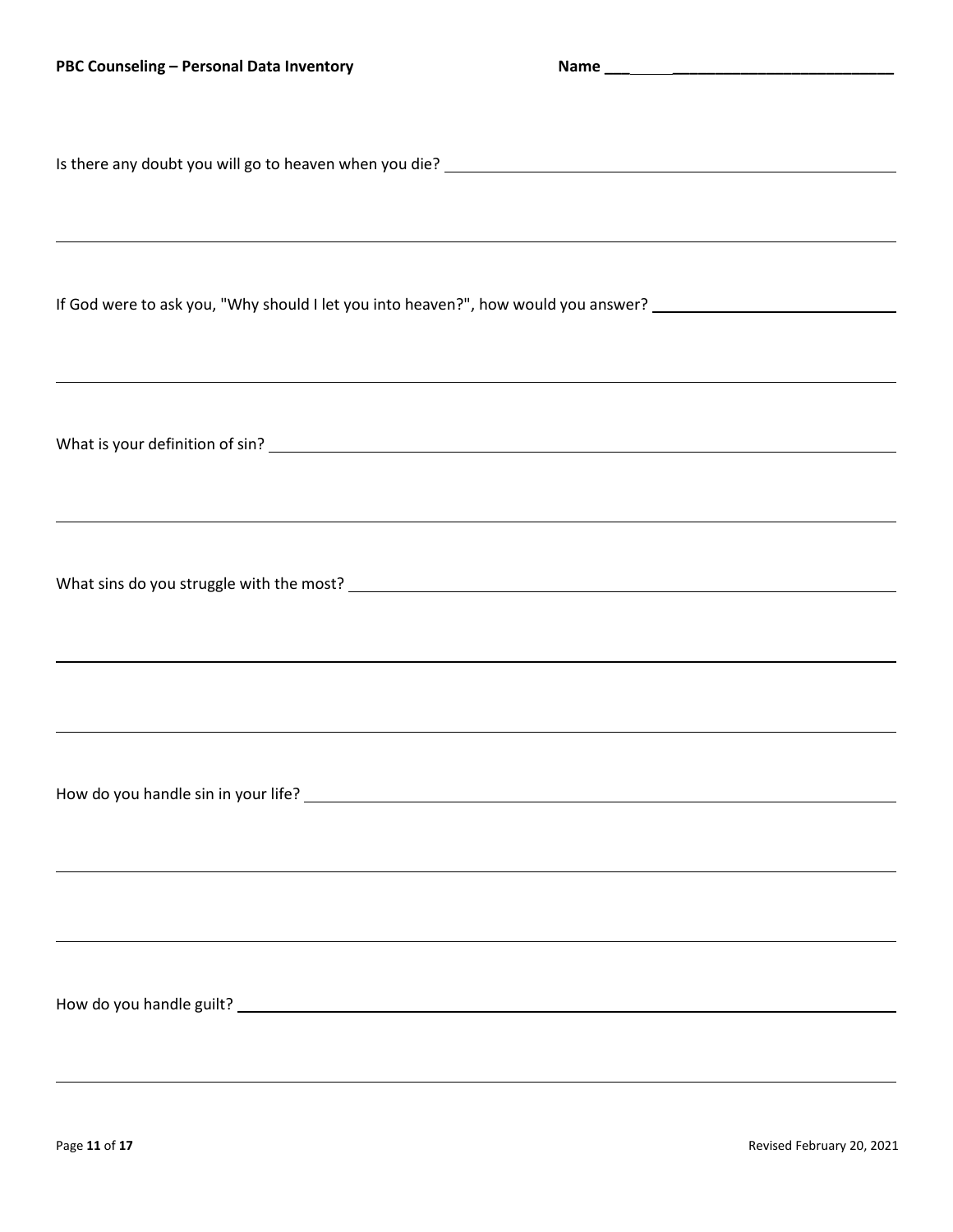Is there any doubt you will go to heaven when you die? ______________________________

_____________________________________________________________________________

If God were to ask you, "Why should I let you into heaven?", how would you answer? ______________

_____________________________________________________________________________

What is your definition of sin? ______________________________________________

_____________________________________________________________________________

What sins do you struggle with the most? ______________________________________

_____________________________________________________________________________

_____________________________________________________________________________

How do you handle sin in your life? __________________________________________

_____________________________________________________________________________

_____________________________________________________________________________

How do you handle guilt? ____________________________________________________

_____________________________________________________________________________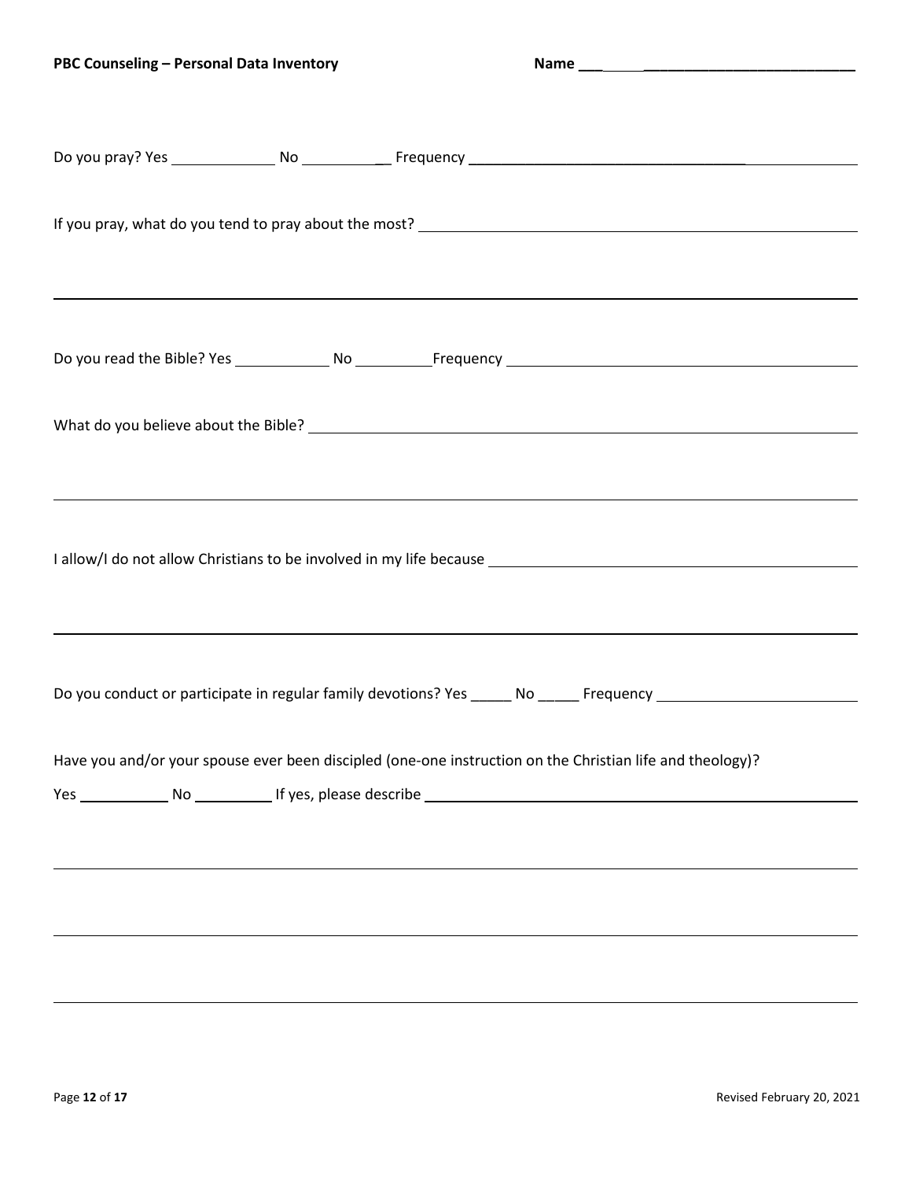Do you pray? Yes _____________ No ___________ Frequency _______________________________________________

If you pray, what do you tend to pray about the most? _______________________________________________

_______________________________________________________________________________________________

Do you read the Bible? Yes ____________ No __________Frequency _____________________________________

What do you believe about the Bible? ___________________________________________________________

_______________________________________________________________________________________________

I allow/I do not allow Christians to be involved in my life because ______________________________________

_______________________________________________________________________________________________

Do you conduct or participate in regular family devotions? Yes _____ No _____ Frequency ___________________

Have you and/or your spouse ever been discipled (one-one instruction on the Christian life and theology)?

Yes ___________ No __________ If yes, please describe _______________________________________________

_______________________________________________________________________________________________

_______________________________________________________________________________________________

_______________________________________________________________________________________________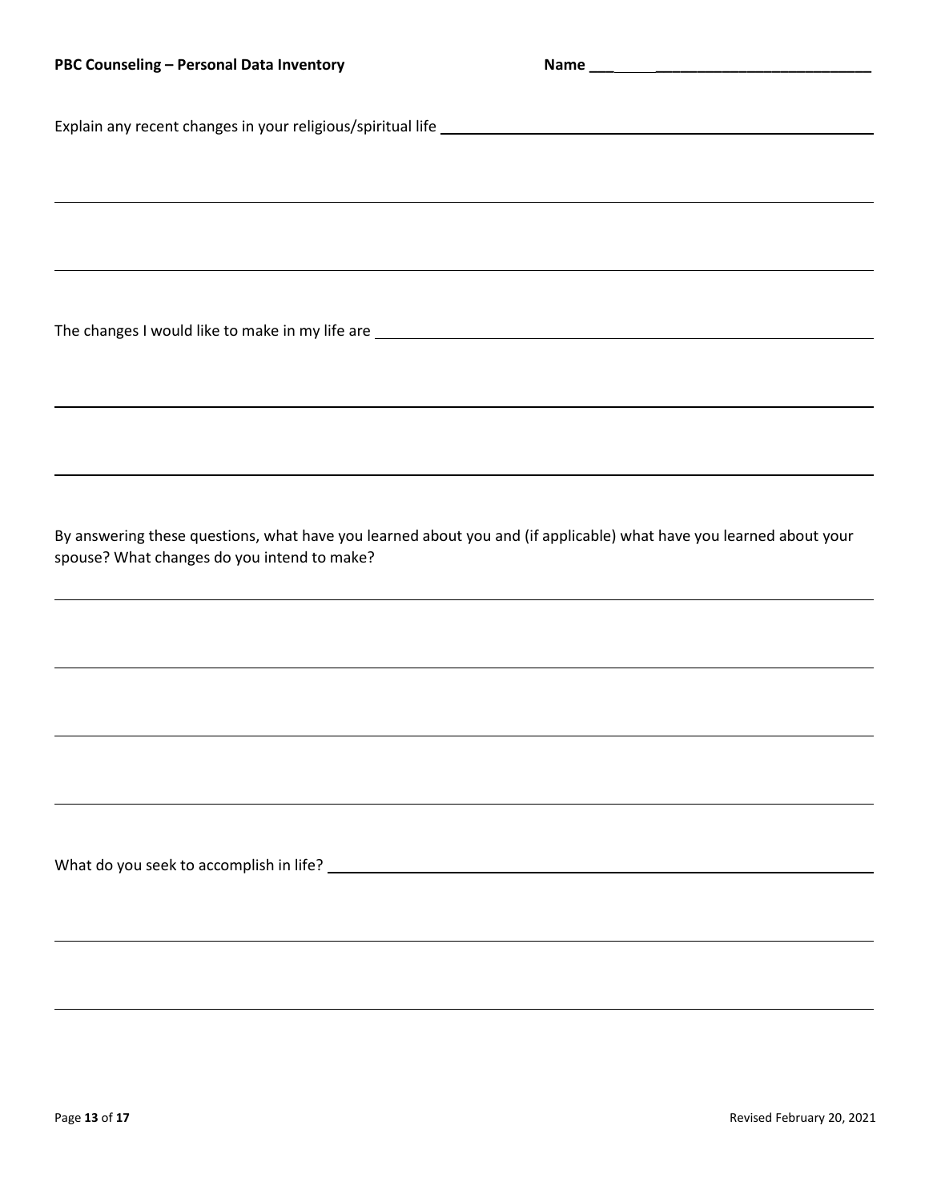Explain any recent changes in your religious/spiritual life

The changes I would like to make in my life are

By answering these questions, what have you learned about you and (if applicable) what have you learned about your spouse? What changes do you intend to make?

What do you seek to accomplish in life?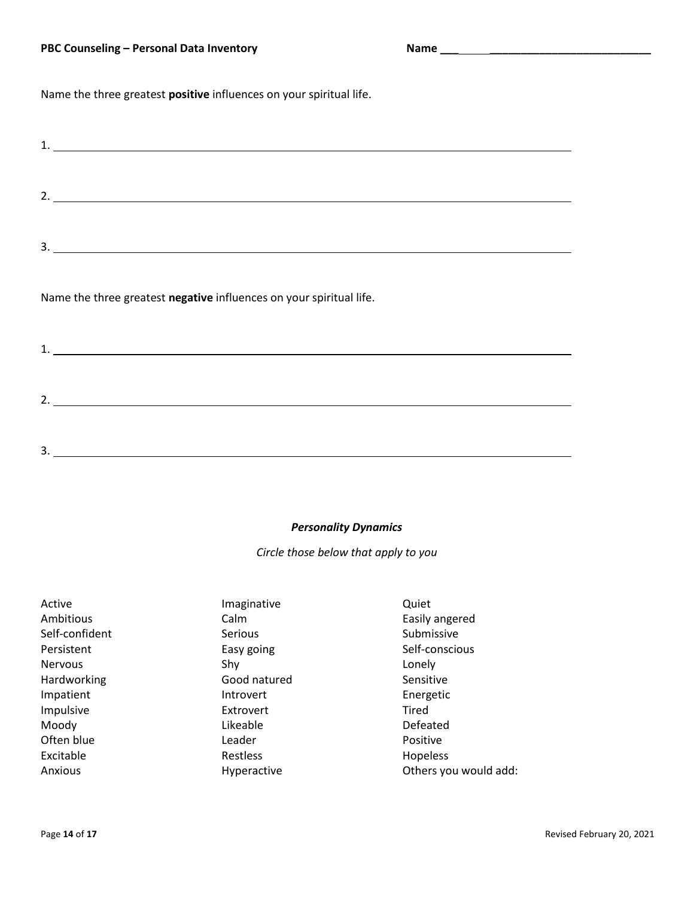Name the three greatest **positive** influences on your spiritual life.

1. \_\_\_\_\_\_\_\_\_\_\_\_\_\_\_\_\_\_\_\_\_\_\_\_\_\_\_\_\_\_\_\_\_\_\_\_\_\_\_\_\_\_\_\_\_\_\_\_\_\_\_\_\_\_\_\_\_\_\_\_

2. \_\_\_\_\_\_\_\_\_\_\_\_\_\_\_\_\_\_\_\_\_\_\_\_\_\_\_\_\_\_\_\_\_\_\_\_\_\_\_\_\_\_\_\_\_\_\_\_\_\_\_\_\_\_\_\_\_\_\_\_

3. \_\_\_\_\_\_\_\_\_\_\_\_\_\_\_\_\_\_\_\_\_\_\_\_\_\_\_\_\_\_\_\_\_\_\_\_\_\_\_\_\_\_\_\_\_\_\_\_\_\_\_\_\_\_\_\_\_\_\_\_

Name the three greatest **negative** influences on your spiritual life.

1. \_\_\_\_\_\_\_\_\_\_\_\_\_\_\_\_\_\_\_\_\_\_\_\_\_\_\_\_\_\_\_\_\_\_\_\_\_\_\_\_\_\_\_\_\_\_\_\_\_\_\_\_\_\_\_\_\_\_\_\_

2. \_\_\_\_\_\_\_\_\_\_\_\_\_\_\_\_\_\_\_\_\_\_\_\_\_\_\_\_\_\_\_\_\_\_\_\_\_\_\_\_\_\_\_\_\_\_\_\_\_\_\_\_\_\_\_\_\_\_\_\_

3. \_\_\_\_\_\_\_\_\_\_\_\_\_\_\_\_\_\_\_\_\_\_\_\_\_\_\_\_\_\_\_\_\_\_\_\_\_\_\_\_\_\_\_\_\_\_\_\_\_\_\_\_\_\_\_\_\_\_\_\_

### ***Personality Dynamics***

*Circle those below that apply to you*

| | | |
|---|---|---|
| Active | Imaginative | Quiet |
| Ambitious | Calm | Easily angered |
| Self-confident | Serious | Submissive |
| Persistent | Easy going | Self-conscious |
| Nervous | Shy | Lonely |
| Hardworking | Good natured | Sensitive |
| Impatient | Introvert | Energetic |
| Impulsive | Extrovert | Tired |
| Moody | Likeable | Defeated |
| Often blue | Leader | Positive |
| Excitable | Restless | Hopeless |
| Anxious | Hyperactive | Others you would add: |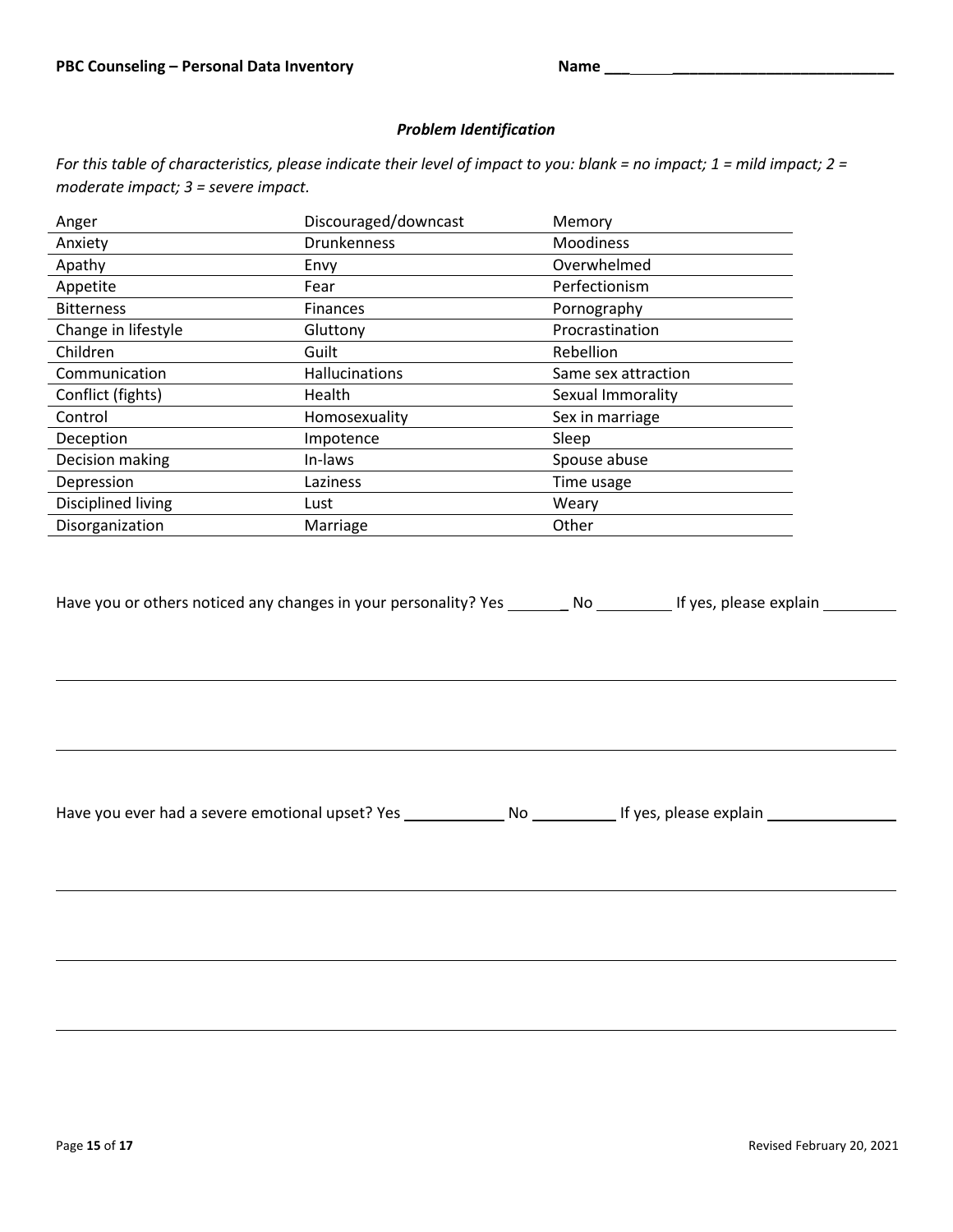**Name** ______________________________

### *Problem Identification*

*For this table of characteristics, please indicate their level of impact to you: blank = no impact; 1 = mild impact; 2 = moderate impact; 3 = severe impact.*

| | | |
|---|---|---|
| Anger | Discouraged/downcast | Memory |
| Anxiety | Drunkenness | Moodiness |
| Apathy | Envy | Overwhelmed |
| Appetite | Fear | Perfectionism |
| Bitterness | Finances | Pornography |
| Change in lifestyle | Gluttony | Procrastination |
| Children | Guilt | Rebellion |
| Communication | Hallucinations | Same sex attraction |
| Conflict (fights) | Health | Sexual Immorality |
| Control | Homosexuality | Sex in marriage |
| Deception | Impotence | Sleep |
| Decision making | In-laws | Spouse abuse |
| Depression | Laziness | Time usage |
| Disciplined living | Lust | Weary |
| Disorganization | Marriage | Other |

Have you or others noticed any changes in your personality? Yes ________ No __________ If yes, please explain __________

______________________________________________________________________________

______________________________________________________________________________

Have you ever had a severe emotional upset? Yes ____________ No __________ If yes, please explain ________________

______________________________________________________________________________

______________________________________________________________________________

______________________________________________________________________________

Revised February 20, 2021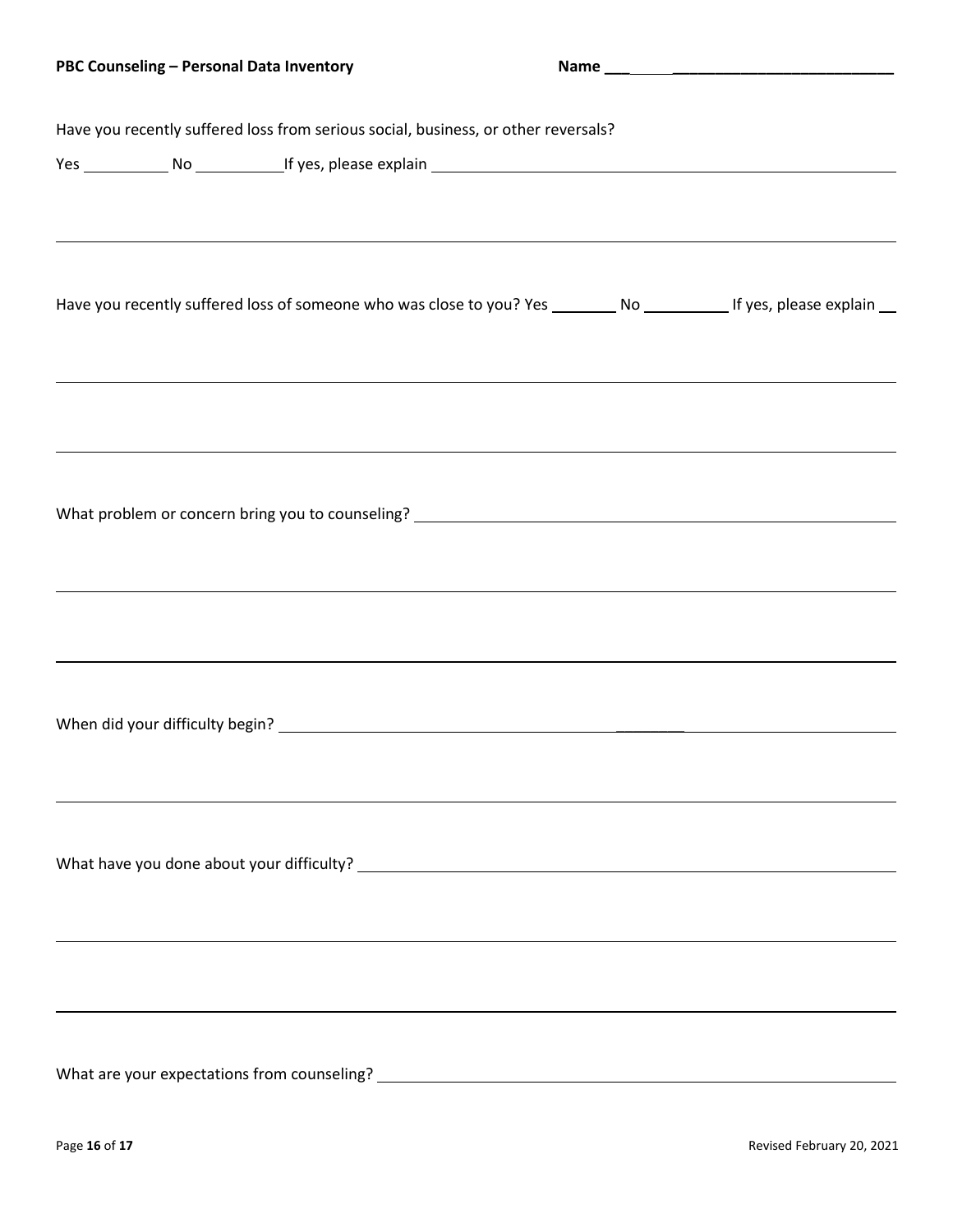Have you recently suffered loss from serious social, business, or other reversals?

Yes __________ No __________ If yes, please explain ____________________________________________

Have you recently suffered loss of someone who was close to you? Yes ________ No __________ If yes, please explain __

What problem or concern bring you to counseling? ____________________________________________

When did your difficulty begin? ____________________________________________

What have you done about your difficulty? ____________________________________________

What are your expectations from counseling? ____________________________________________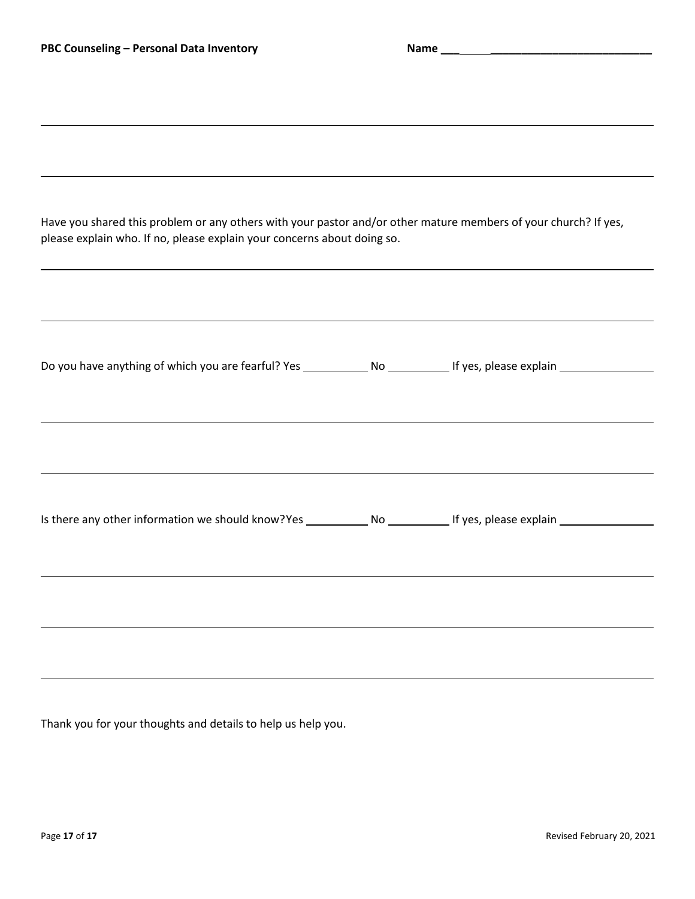Have you shared this problem or any others with your pastor and/or other mature members of your church? If yes, please explain who. If no, please explain your concerns about doing so.

Do you have anything of which you are fearful? Yes __________ No __________ If yes, please explain ______________

Is there any other information we should know? Yes __________ No __________ If yes, please explain ______________

Thank you for your thoughts and details to help us help you.